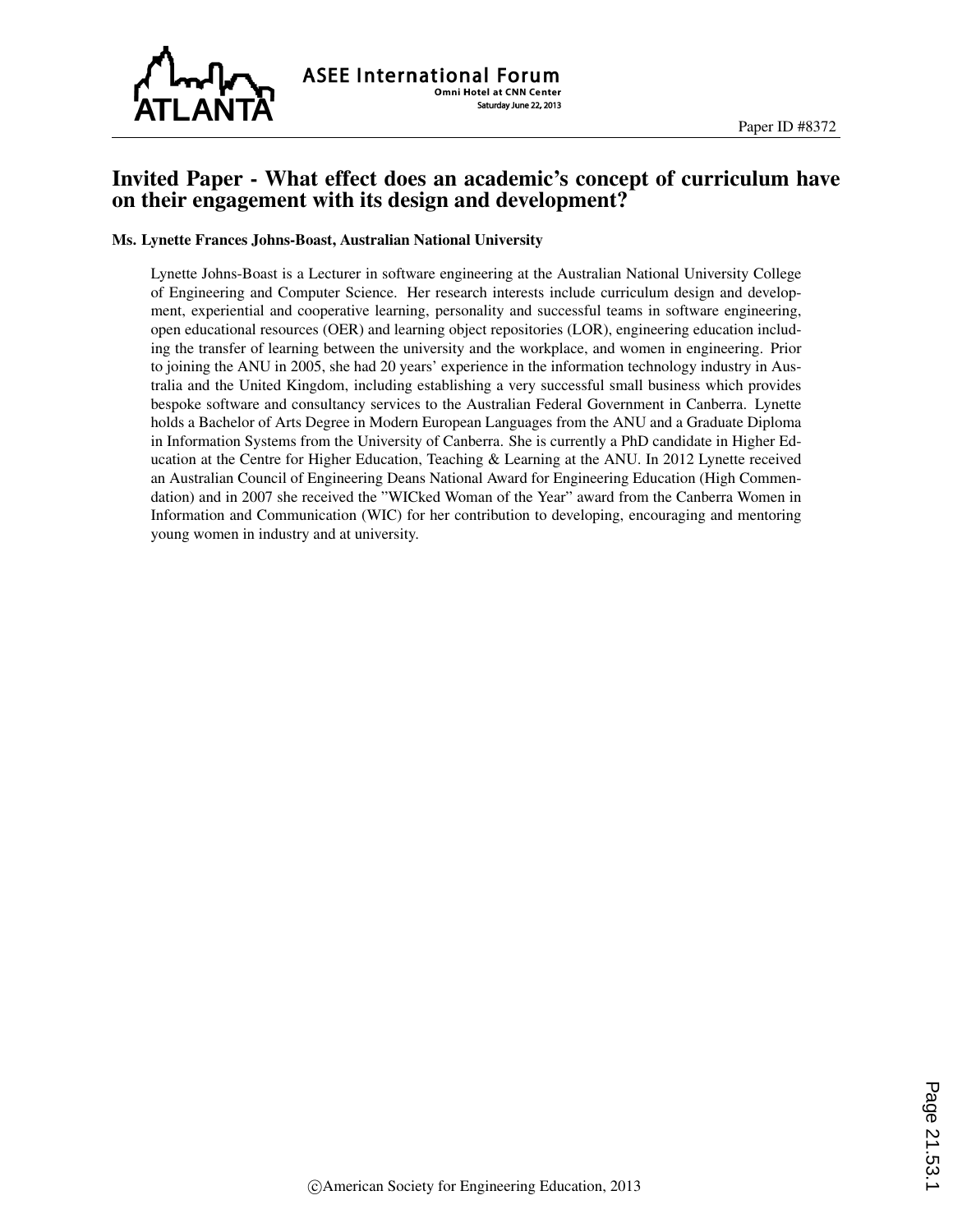# Invited Paper - What effect does an academic's concept of curriculum have on their engagement with its design and development?

**Ms. Lynette Frances Johns-Boast, Australian National University**

Lynette Johns-Boast is a Lecturer in software engineering at the Australian National University College of Engineering and Computer Science. Her research interests include curriculum design and development, experiential and cooperative learning, personality and successful teams in software engineering, open educational resources (OER) and learning object repositories (LOR), engineering education including the transfer of learning between the university and the workplace, and women in engineering. Prior to joining the ANU in 2005, she had 20 years' experience in the information technology industry in Australia and the United Kingdom, including establishing a very successful small business which provides bespoke software and consultancy services to the Australian Federal Government in Canberra. Lynette holds a Bachelor of Arts Degree in Modern European Languages from the ANU and a Graduate Diploma in Information Systems from the University of Canberra. She is currently a PhD candidate in Higher Education at the Centre for Higher Education, Teaching & Learning at the ANU. In 2012 Lynette received an Australian Council of Engineering Deans National Award for Engineering Education (High Commendation) and in 2007 she received the "WICked Woman of the Year" award from the Canberra Women in Information and Communication (WIC) for her contribution to developing, encouraging and mentoring young women in industry and at university.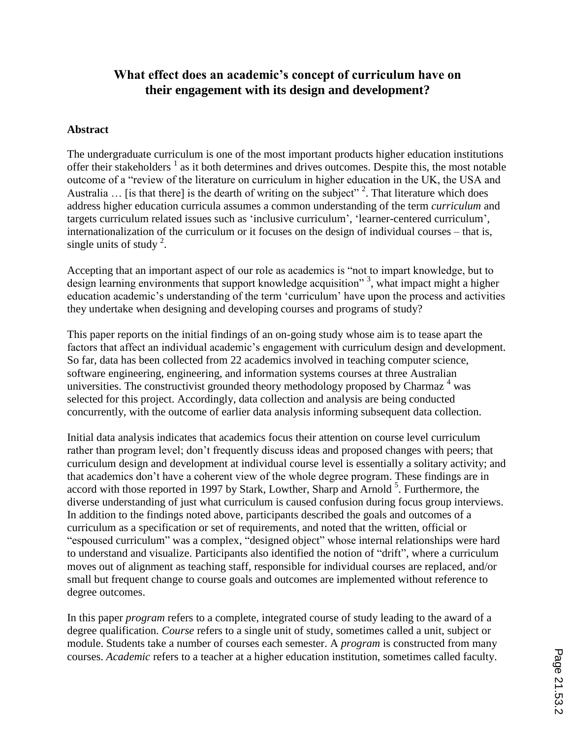# What effect does an academic's concept of curriculum have on their engagement with its design and development?

## Abstract

The undergraduate curriculum is one of the most important products higher education institutions offer their stakeholders [1] as it both determines and drives outcomes. Despite this, the most notable outcome of a "review of the literature on curriculum in higher education in the UK, the USA and Australia … [is that there] is the dearth of writing on the subject" [2]. That literature which does address higher education curricula assumes a common understanding of the term *curriculum* and targets curriculum related issues such as 'inclusive curriculum', 'learner-centered curriculum', internationalization of the curriculum or it focuses on the design of individual courses – that is, single units of study [2].

Accepting that an important aspect of our role as academics is "not to impart knowledge, but to design learning environments that support knowledge acquisition" [3], what impact might a higher education academic's understanding of the term 'curriculum' have upon the process and activities they undertake when designing and developing courses and programs of study?

This paper reports on the initial findings of an on-going study whose aim is to tease apart the factors that affect an individual academic's engagement with curriculum design and development. So far, data has been collected from 22 academics involved in teaching computer science, software engineering, engineering, and information systems courses at three Australian universities. The constructivist grounded theory methodology proposed by Charmaz [4] was selected for this project. Accordingly, data collection and analysis are being conducted concurrently, with the outcome of earlier data analysis informing subsequent data collection.

Initial data analysis indicates that academics focus their attention on course level curriculum rather than program level; don't frequently discuss ideas and proposed changes with peers; that curriculum design and development at individual course level is essentially a solitary activity; and that academics don't have a coherent view of the whole degree program. These findings are in accord with those reported in 1997 by Stark, Lowther, Sharp and Arnold [5]. Furthermore, the diverse understanding of just what curriculum is caused confusion during focus group interviews. In addition to the findings noted above, participants described the goals and outcomes of a curriculum as a specification or set of requirements, and noted that the written, official or "espoused curriculum" was a complex, "designed object" whose internal relationships were hard to understand and visualize. Participants also identified the notion of "drift", where a curriculum moves out of alignment as teaching staff, responsible for individual courses are replaced, and/or small but frequent change to course goals and outcomes are implemented without reference to degree outcomes.

In this paper *program* refers to a complete, integrated course of study leading to the award of a degree qualification. *Course* refers to a single unit of study, sometimes called a unit, subject or module. Students take a number of courses each semester. A *program* is constructed from many courses. *Academic* refers to a teacher at a higher education institution, sometimes called faculty.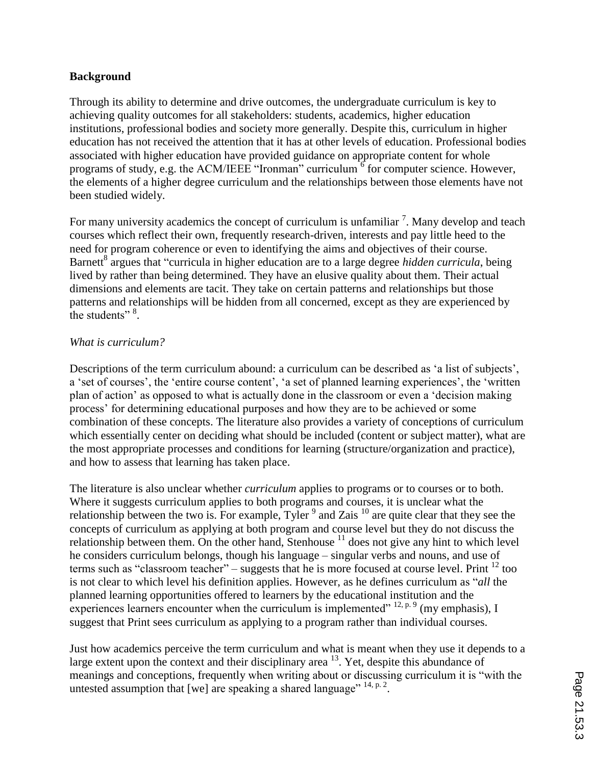**Background**

Through its ability to determine and drive outcomes, the undergraduate curriculum is key to achieving quality outcomes for all stakeholders: students, academics, higher education institutions, professional bodies and society more generally. Despite this, curriculum in higher education has not received the attention that it has at other levels of education. Professional bodies associated with higher education have provided guidance on appropriate content for whole programs of study, e.g. the ACM/IEEE "Ironman" curriculum [6] for computer science. However, the elements of a higher degree curriculum and the relationships between those elements have not been studied widely.

For many university academics the concept of curriculum is unfamiliar [7]. Many develop and teach courses which reflect their own, frequently research-driven, interests and pay little heed to the need for program coherence or even to identifying the aims and objectives of their course. Barnett[8] argues that "curricula in higher education are to a large degree *hidden curricula*, being lived by rather than being determined. They have an elusive quality about them. Their actual dimensions and elements are tacit. They take on certain patterns and relationships but those patterns and relationships will be hidden from all concerned, except as they are experienced by the students" [8].

*What is curriculum?*

Descriptions of the term curriculum abound: a curriculum can be described as 'a list of subjects', a 'set of courses', the 'entire course content', 'a set of planned learning experiences', the 'written plan of action' as opposed to what is actually done in the classroom or even a 'decision making process' for determining educational purposes and how they are to be achieved or some combination of these concepts. The literature also provides a variety of conceptions of curriculum which essentially center on deciding what should be included (content or subject matter), what are the most appropriate processes and conditions for learning (structure/organization and practice), and how to assess that learning has taken place.

The literature is also unclear whether *curriculum* applies to programs or to courses or to both. Where it suggests curriculum applies to both programs and courses, it is unclear what the relationship between the two is. For example, Tyler [9] and Zais [10] are quite clear that they see the concepts of curriculum as applying at both program and course level but they do not discuss the relationship between them. On the other hand, Stenhouse [11] does not give any hint to which level he considers curriculum belongs, though his language – singular verbs and nouns, and use of terms such as "classroom teacher" – suggests that he is more focused at course level. Print [12] too is not clear to which level his definition applies. However, as he defines curriculum as "*all* the planned learning opportunities offered to learners by the educational institution and the experiences learners encounter when the curriculum is implemented" [12, p. 9] (my emphasis), I suggest that Print sees curriculum as applying to a program rather than individual courses.

Just how academics perceive the term curriculum and what is meant when they use it depends to a large extent upon the context and their disciplinary area [13]. Yet, despite this abundance of meanings and conceptions, frequently when writing about or discussing curriculum it is "with the untested assumption that [we] are speaking a shared language" [14, p. 2].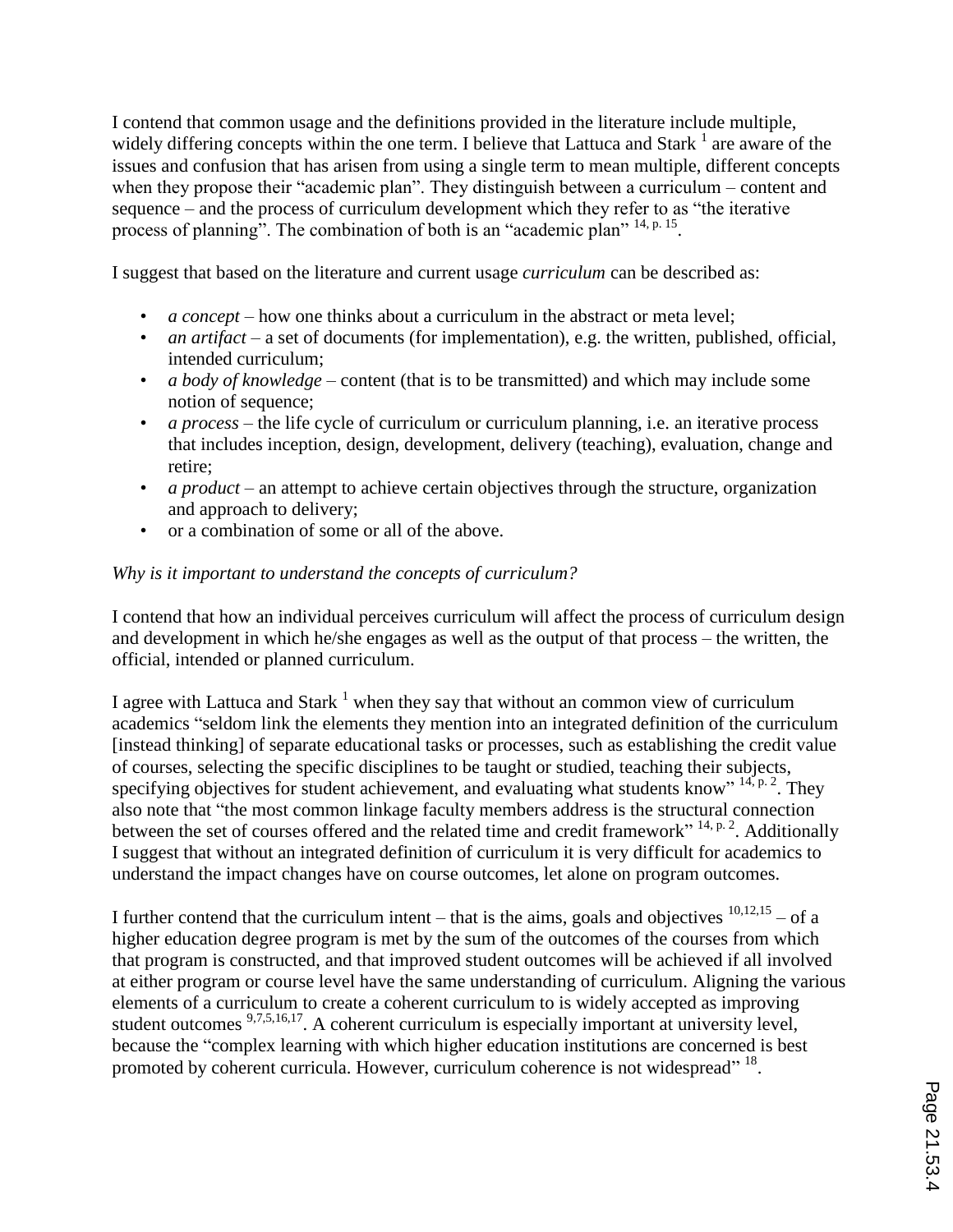I contend that common usage and the definitions provided in the literature include multiple, widely differing concepts within the one term. I believe that Lattuca and Stark [1] are aware of the issues and confusion that has arisen from using a single term to mean multiple, different concepts when they propose their "academic plan". They distinguish between a curriculum – content and sequence – and the process of curriculum development which they refer to as "the iterative process of planning". The combination of both is an "academic plan" [14, p. 15].

I suggest that based on the literature and current usage *curriculum* can be described as:

- *a concept* – how one thinks about a curriculum in the abstract or meta level;
- *an artifact* – a set of documents (for implementation), e.g. the written, published, official, intended curriculum;
- *a body of knowledge* – content (that is to be transmitted) and which may include some notion of sequence;
- *a process* – the life cycle of curriculum or curriculum planning, i.e. an iterative process that includes inception, design, development, delivery (teaching), evaluation, change and retire;
- *a product* – an attempt to achieve certain objectives through the structure, organization and approach to delivery;
- or a combination of some or all of the above.

*Why is it important to understand the concepts of curriculum?*

I contend that how an individual perceives curriculum will affect the process of curriculum design and development in which he/she engages as well as the output of that process – the written, the official, intended or planned curriculum.

I agree with Lattuca and Stark [1] when they say that without an common view of curriculum academics "seldom link the elements they mention into an integrated definition of the curriculum [instead thinking] of separate educational tasks or processes, such as establishing the credit value of courses, selecting the specific disciplines to be taught or studied, teaching their subjects, specifying objectives for student achievement, and evaluating what students know" [14, p. 2]. They also note that "the most common linkage faculty members address is the structural connection between the set of courses offered and the related time and credit framework" [14, p. 2]. Additionally I suggest that without an integrated definition of curriculum it is very difficult for academics to understand the impact changes have on course outcomes, let alone on program outcomes.

I further contend that the curriculum intent – that is the aims, goals and objectives [10,12,15] – of a higher education degree program is met by the sum of the outcomes of the courses from which that program is constructed, and that improved student outcomes will be achieved if all involved at either program or course level have the same understanding of curriculum. Aligning the various elements of a curriculum to create a coherent curriculum to is widely accepted as improving student outcomes [9,7,5,16,17]. A coherent curriculum is especially important at university level, because the "complex learning with which higher education institutions are concerned is best promoted by coherent curricula. However, curriculum coherence is not widespread" [18].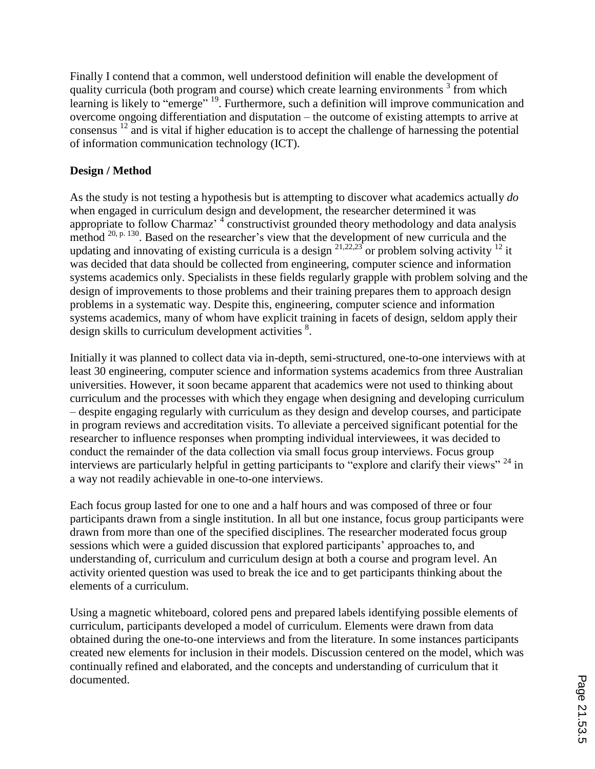Finally I contend that a common, well understood definition will enable the development of quality curricula (both program and course) which create learning environments [3] from which learning is likely to "emerge" [19]. Furthermore, such a definition will improve communication and overcome ongoing differentiation and disputation – the outcome of existing attempts to arrive at consensus [12] and is vital if higher education is to accept the challenge of harnessing the potential of information communication technology (ICT).

**Design / Method**

As the study is not testing a hypothesis but is attempting to discover what academics actually *do* when engaged in curriculum design and development, the researcher determined it was appropriate to follow Charmaz' [4] constructivist grounded theory methodology and data analysis method [20, p. 130]. Based on the researcher's view that the development of new curricula and the updating and innovating of existing curricula is a design [21,22,23] or problem solving activity [12] it was decided that data should be collected from engineering, computer science and information systems academics only. Specialists in these fields regularly grapple with problem solving and the design of improvements to those problems and their training prepares them to approach design problems in a systematic way. Despite this, engineering, computer science and information systems academics, many of whom have explicit training in facets of design, seldom apply their design skills to curriculum development activities [8].

Initially it was planned to collect data via in-depth, semi-structured, one-to-one interviews with at least 30 engineering, computer science and information systems academics from three Australian universities. However, it soon became apparent that academics were not used to thinking about curriculum and the processes with which they engage when designing and developing curriculum – despite engaging regularly with curriculum as they design and develop courses, and participate in program reviews and accreditation visits. To alleviate a perceived significant potential for the researcher to influence responses when prompting individual interviewees, it was decided to conduct the remainder of the data collection via small focus group interviews. Focus group interviews are particularly helpful in getting participants to "explore and clarify their views" [24] in a way not readily achievable in one-to-one interviews.

Each focus group lasted for one to one and a half hours and was composed of three or four participants drawn from a single institution. In all but one instance, focus group participants were drawn from more than one of the specified disciplines. The researcher moderated focus group sessions which were a guided discussion that explored participants' approaches to, and understanding of, curriculum and curriculum design at both a course and program level. An activity oriented question was used to break the ice and to get participants thinking about the elements of a curriculum.

Using a magnetic whiteboard, colored pens and prepared labels identifying possible elements of curriculum, participants developed a model of curriculum. Elements were drawn from data obtained during the one-to-one interviews and from the literature. In some instances participants created new elements for inclusion in their models. Discussion centered on the model, which was continually refined and elaborated, and the concepts and understanding of curriculum that it documented.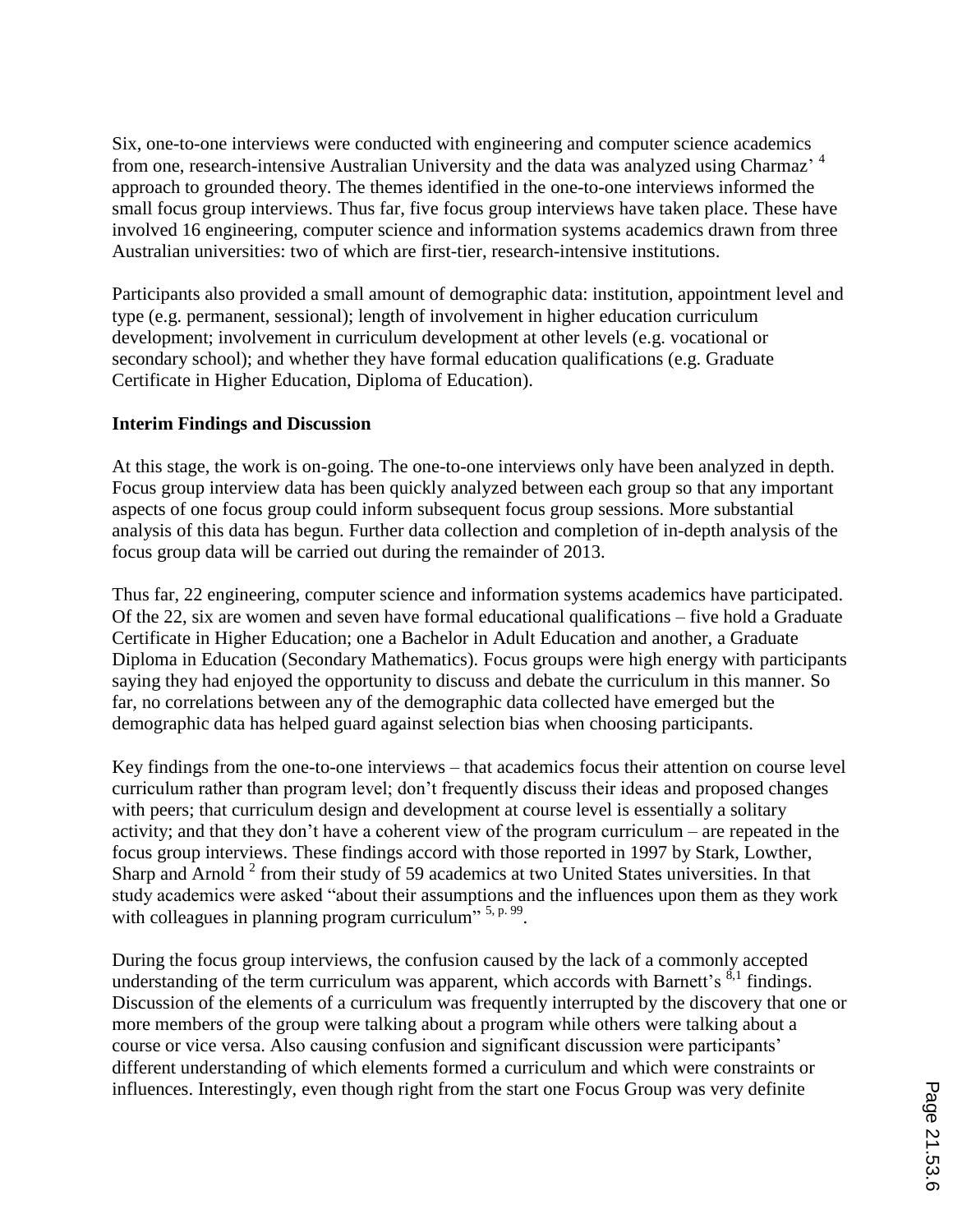Six, one-to-one interviews were conducted with engineering and computer science academics from one, research-intensive Australian University and the data was analyzed using Charmaz' [4] approach to grounded theory. The themes identified in the one-to-one interviews informed the small focus group interviews. Thus far, five focus group interviews have taken place. These have involved 16 engineering, computer science and information systems academics drawn from three Australian universities: two of which are first-tier, research-intensive institutions.

Participants also provided a small amount of demographic data: institution, appointment level and type (e.g. permanent, sessional); length of involvement in higher education curriculum development; involvement in curriculum development at other levels (e.g. vocational or secondary school); and whether they have formal education qualifications (e.g. Graduate Certificate in Higher Education, Diploma of Education).

**Interim Findings and Discussion**

At this stage, the work is on-going. The one-to-one interviews only have been analyzed in depth. Focus group interview data has been quickly analyzed between each group so that any important aspects of one focus group could inform subsequent focus group sessions. More substantial analysis of this data has begun. Further data collection and completion of in-depth analysis of the focus group data will be carried out during the remainder of 2013.

Thus far, 22 engineering, computer science and information systems academics have participated. Of the 22, six are women and seven have formal educational qualifications – five hold a Graduate Certificate in Higher Education; one a Bachelor in Adult Education and another, a Graduate Diploma in Education (Secondary Mathematics). Focus groups were high energy with participants saying they had enjoyed the opportunity to discuss and debate the curriculum in this manner. So far, no correlations between any of the demographic data collected have emerged but the demographic data has helped guard against selection bias when choosing participants.

Key findings from the one-to-one interviews – that academics focus their attention on course level curriculum rather than program level; don't frequently discuss their ideas and proposed changes with peers; that curriculum design and development at course level is essentially a solitary activity; and that they don't have a coherent view of the program curriculum – are repeated in the focus group interviews. These findings accord with those reported in 1997 by Stark, Lowther, Sharp and Arnold [2] from their study of 59 academics at two United States universities. In that study academics were asked "about their assumptions and the influences upon them as they work with colleagues in planning program curriculum" [5, p. 99].

During the focus group interviews, the confusion caused by the lack of a commonly accepted understanding of the term curriculum was apparent, which accords with Barnett's [8,1] findings. Discussion of the elements of a curriculum was frequently interrupted by the discovery that one or more members of the group were talking about a program while others were talking about a course or vice versa. Also causing confusion and significant discussion were participants' different understanding of which elements formed a curriculum and which were constraints or influences. Interestingly, even though right from the start one Focus Group was very definite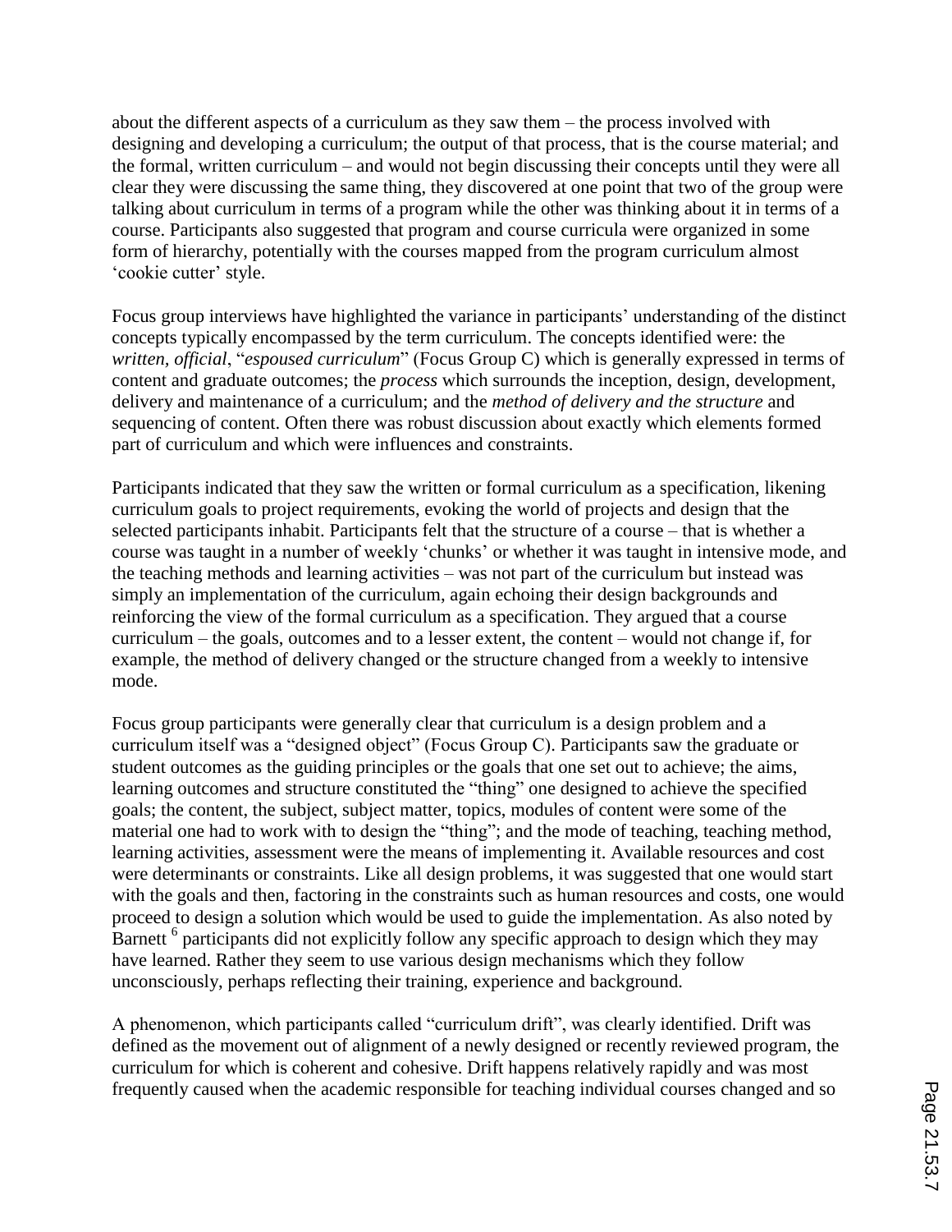about the different aspects of a curriculum as they saw them – the process involved with designing and developing a curriculum; the output of that process, that is the course material; and the formal, written curriculum – and would not begin discussing their concepts until they were all clear they were discussing the same thing, they discovered at one point that two of the group were talking about curriculum in terms of a program while the other was thinking about it in terms of a course. Participants also suggested that program and course curricula were organized in some form of hierarchy, potentially with the courses mapped from the program curriculum almost 'cookie cutter' style.

Focus group interviews have highlighted the variance in participants' understanding of the distinct concepts typically encompassed by the term curriculum. The concepts identified were: the *written, official*, "*espoused curriculum*" (Focus Group C) which is generally expressed in terms of content and graduate outcomes; the *process* which surrounds the inception, design, development, delivery and maintenance of a curriculum; and the *method of delivery and the structure* and sequencing of content. Often there was robust discussion about exactly which elements formed part of curriculum and which were influences and constraints.

Participants indicated that they saw the written or formal curriculum as a specification, likening curriculum goals to project requirements, evoking the world of projects and design that the selected participants inhabit. Participants felt that the structure of a course – that is whether a course was taught in a number of weekly 'chunks' or whether it was taught in intensive mode, and the teaching methods and learning activities – was not part of the curriculum but instead was simply an implementation of the curriculum, again echoing their design backgrounds and reinforcing the view of the formal curriculum as a specification. They argued that a course curriculum – the goals, outcomes and to a lesser extent, the content – would not change if, for example, the method of delivery changed or the structure changed from a weekly to intensive mode.

Focus group participants were generally clear that curriculum is a design problem and a curriculum itself was a "designed object" (Focus Group C). Participants saw the graduate or student outcomes as the guiding principles or the goals that one set out to achieve; the aims, learning outcomes and structure constituted the "thing" one designed to achieve the specified goals; the content, the subject, subject matter, topics, modules of content were some of the material one had to work with to design the "thing"; and the mode of teaching, teaching method, learning activities, assessment were the means of implementing it. Available resources and cost were determinants or constraints. Like all design problems, it was suggested that one would start with the goals and then, factoring in the constraints such as human resources and costs, one would proceed to design a solution which would be used to guide the implementation. As also noted by Barnett [6] participants did not explicitly follow any specific approach to design which they may have learned. Rather they seem to use various design mechanisms which they follow unconsciously, perhaps reflecting their training, experience and background.

A phenomenon, which participants called "curriculum drift", was clearly identified. Drift was defined as the movement out of alignment of a newly designed or recently reviewed program, the curriculum for which is coherent and cohesive. Drift happens relatively rapidly and was most frequently caused when the academic responsible for teaching individual courses changed and so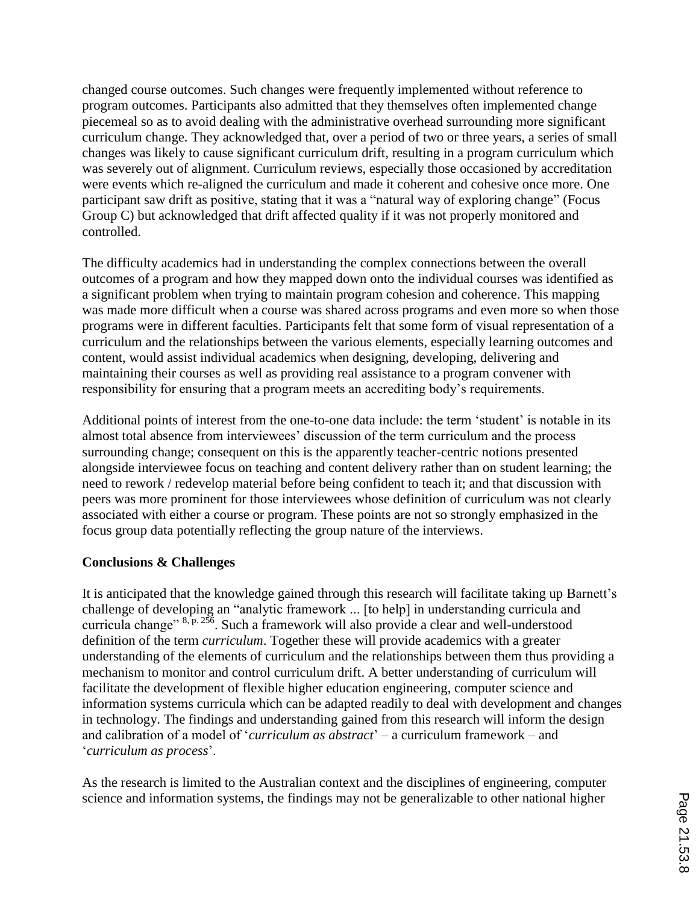changed course outcomes. Such changes were frequently implemented without reference to program outcomes. Participants also admitted that they themselves often implemented change piecemeal so as to avoid dealing with the administrative overhead surrounding more significant curriculum change. They acknowledged that, over a period of two or three years, a series of small changes was likely to cause significant curriculum drift, resulting in a program curriculum which was severely out of alignment. Curriculum reviews, especially those occasioned by accreditation were events which re-aligned the curriculum and made it coherent and cohesive once more. One participant saw drift as positive, stating that it was a "natural way of exploring change" (Focus Group C) but acknowledged that drift affected quality if it was not properly monitored and controlled.

The difficulty academics had in understanding the complex connections between the overall outcomes of a program and how they mapped down onto the individual courses was identified as a significant problem when trying to maintain program cohesion and coherence. This mapping was made more difficult when a course was shared across programs and even more so when those programs were in different faculties. Participants felt that some form of visual representation of a curriculum and the relationships between the various elements, especially learning outcomes and content, would assist individual academics when designing, developing, delivering and maintaining their courses as well as providing real assistance to a program convener with responsibility for ensuring that a program meets an accrediting body's requirements.

Additional points of interest from the one-to-one data include: the term 'student' is notable in its almost total absence from interviewees' discussion of the term curriculum and the process surrounding change; consequent on this is the apparently teacher-centric notions presented alongside interviewee focus on teaching and content delivery rather than on student learning; the need to rework / redevelop material before being confident to teach it; and that discussion with peers was more prominent for those interviewees whose definition of curriculum was not clearly associated with either a course or program. These points are not so strongly emphasized in the focus group data potentially reflecting the group nature of the interviews.

**Conclusions & Challenges**

It is anticipated that the knowledge gained through this research will facilitate taking up Barnett's challenge of developing an "analytic framework ... [to help] in understanding curricula and curricula change" [8, p. 256]. Such a framework will also provide a clear and well-understood definition of the term *curriculum*. Together these will provide academics with a greater understanding of the elements of curriculum and the relationships between them thus providing a mechanism to monitor and control curriculum drift. A better understanding of curriculum will facilitate the development of flexible higher education engineering, computer science and information systems curricula which can be adapted readily to deal with development and changes in technology. The findings and understanding gained from this research will inform the design and calibration of a model of '*curriculum as abstract*' – a curriculum framework – and '*curriculum as process*'.

As the research is limited to the Australian context and the disciplines of engineering, computer science and information systems, the findings may not be generalizable to other national higher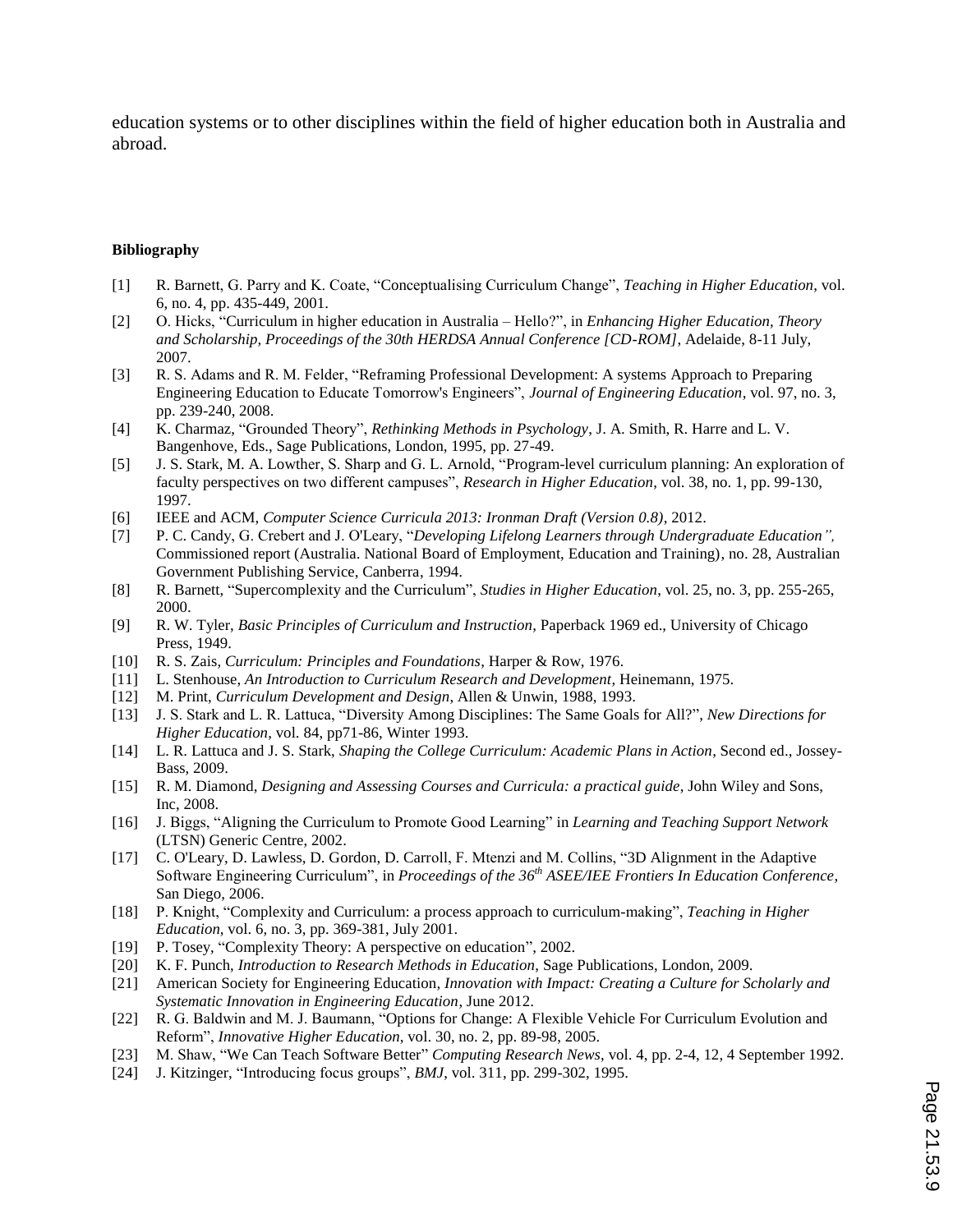education systems or to other disciplines within the field of higher education both in Australia and abroad.

**Bibliography**

[1] R. Barnett, G. Parry and K. Coate, "Conceptualising Curriculum Change", *Teaching in Higher Education*, vol. 6, no. 4, pp. 435-449, 2001.

[2] O. Hicks, "Curriculum in higher education in Australia – Hello?", in *Enhancing Higher Education, Theory and Scholarship, Proceedings of the 30th HERDSA Annual Conference [CD-ROM]*, Adelaide, 8-11 July, 2007.

[3] R. S. Adams and R. M. Felder, "Reframing Professional Development: A systems Approach to Preparing Engineering Education to Educate Tomorrow's Engineers", *Journal of Engineering Education*, vol. 97, no. 3, pp. 239-240, 2008.

[4] K. Charmaz, "Grounded Theory", *Rethinking Methods in Psychology*, J. A. Smith, R. Harre and L. V. Bangenhove, Eds., Sage Publications, London, 1995, pp. 27-49.

[5] J. S. Stark, M. A. Lowther, S. Sharp and G. L. Arnold, "Program-level curriculum planning: An exploration of faculty perspectives on two different campuses", *Research in Higher Education*, vol. 38, no. 1, pp. 99-130, 1997.

[6] IEEE and ACM, *Computer Science Curricula 2013: Ironman Draft (Version 0.8)*, 2012.

[7] P. C. Candy, G. Crebert and J. O'Leary, "*Developing Lifelong Learners through Undergraduate Education",* Commissioned report (Australia. National Board of Employment, Education and Training), no. 28, Australian Government Publishing Service, Canberra, 1994.

[8] R. Barnett, "Supercomplexity and the Curriculum", *Studies in Higher Education*, vol. 25, no. 3, pp. 255-265, 2000.

[9] R. W. Tyler, *Basic Principles of Curriculum and Instruction*, Paperback 1969 ed., University of Chicago Press, 1949.

[10] R. S. Zais, *Curriculum: Principles and Foundations*, Harper & Row, 1976.

[11] L. Stenhouse, *An Introduction to Curriculum Research and Development*, Heinemann, 1975.

[12] M. Print, *Curriculum Development and Design*, Allen & Unwin, 1988, 1993.

[13] J. S. Stark and L. R. Lattuca, "Diversity Among Disciplines: The Same Goals for All?", *New Directions for Higher Education*, vol. 84, pp71-86, Winter 1993.

[14] L. R. Lattuca and J. S. Stark, *Shaping the College Curriculum: Academic Plans in Action*, Second ed., Jossey-Bass, 2009.

[15] R. M. Diamond, *Designing and Assessing Courses and Curricula: a practical guide*, John Wiley and Sons, Inc, 2008.

[16] J. Biggs, "Aligning the Curriculum to Promote Good Learning" in *Learning and Teaching Support Network* (LTSN) Generic Centre, 2002.

[17] C. O'Leary, D. Lawless, D. Gordon, D. Carroll, F. Mtenzi and M. Collins, "3D Alignment in the Adaptive Software Engineering Curriculum", in *Proceedings of the 36th ASEE/IEE Frontiers In Education Conference*, San Diego, 2006.

[18] P. Knight, "Complexity and Curriculum: a process approach to curriculum-making", *Teaching in Higher Education*, vol. 6, no. 3, pp. 369-381, July 2001.

[19] P. Tosey, "Complexity Theory: A perspective on education", 2002.

[20] K. F. Punch, *Introduction to Research Methods in Education*, Sage Publications, London, 2009.

[21] American Society for Engineering Education, *Innovation with Impact: Creating a Culture for Scholarly and Systematic Innovation in Engineering Education*, June 2012.

[22] R. G. Baldwin and M. J. Baumann, "Options for Change: A Flexible Vehicle For Curriculum Evolution and Reform", *Innovative Higher Education*, vol. 30, no. 2, pp. 89-98, 2005.

[23] M. Shaw, "We Can Teach Software Better" *Computing Research News*, vol. 4, pp. 2-4, 12, 4 September 1992.

[24] J. Kitzinger, "Introducing focus groups", *BMJ*, vol. 311, pp. 299-302, 1995.